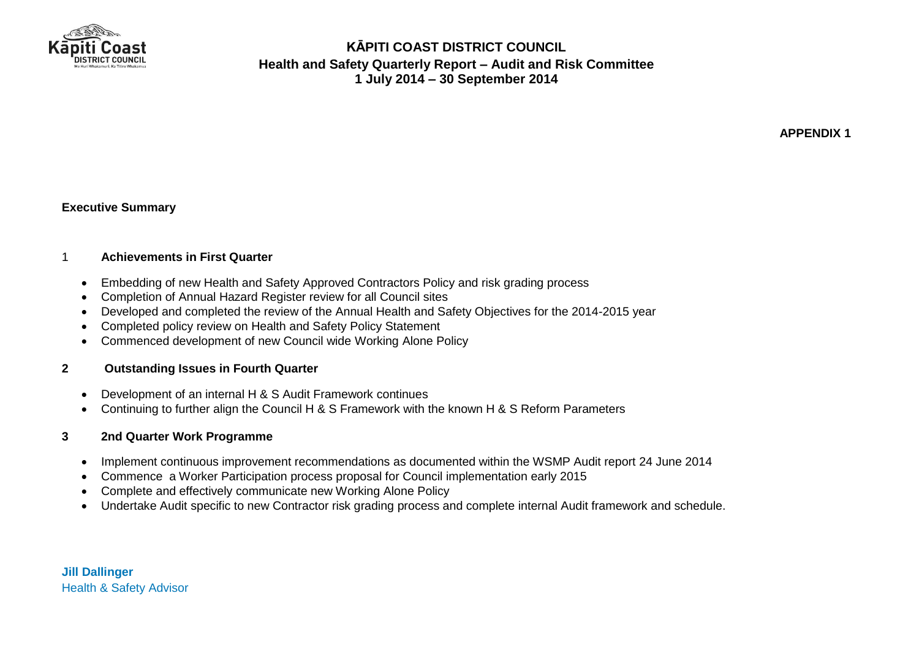# KĀPITI COAST DISTRICT COUNCIL

## Health and Safety Quarterly Report – Audit and Risk Committee

## 1 July 2014 – 30 September 2014

**APPENDIX 1**

**Executive Summary**

1 **Achievements in First Quarter**

- Embedding of new Health and Safety Approved Contractors Policy and risk grading process
- Completion of Annual Hazard Register review for all Council sites
- Developed and completed the review of the Annual Health and Safety Objectives for the 2014-2015 year
- Completed policy review on Health and Safety Policy Statement
- Commenced development of new Council wide Working Alone Policy

**2 Outstanding Issues in Fourth Quarter**

- Development of an internal H & S Audit Framework continues
- Continuing to further align the Council H & S Framework with the known H & S Reform Parameters

**3 2nd Quarter Work Programme**

- Implement continuous improvement recommendations as documented within the WSMP Audit report 24 June 2014
- Commence a Worker Participation process proposal for Council implementation early 2015
- Complete and effectively communicate new Working Alone Policy
- Undertake Audit specific to new Contractor risk grading process and complete internal Audit framework and schedule.

**Jill Dallinger**
Health & Safety Advisor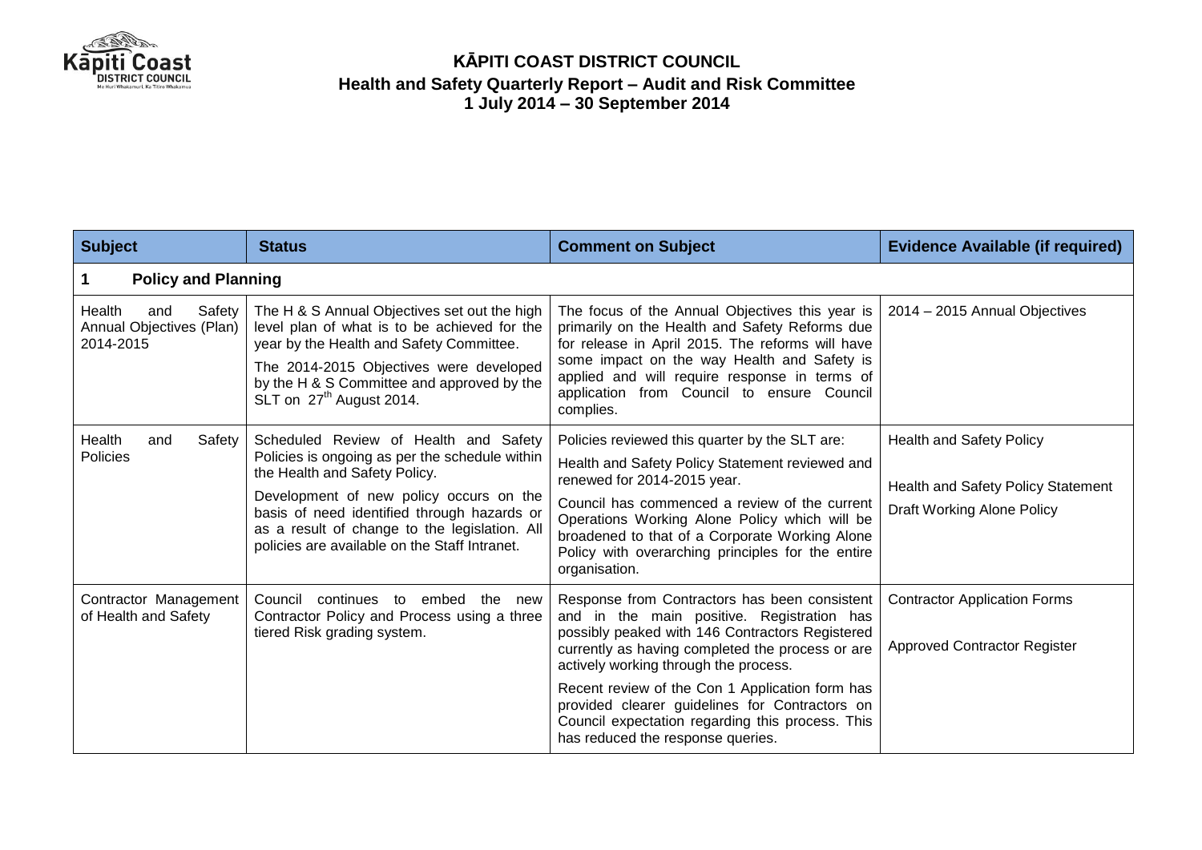# KĀPITI COAST DISTRICT COUNCIL

## Health and Safety Quarterly Report – Audit and Risk Committee

### 1 July 2014 – 30 September 2014

| Subject | Status | Comment on Subject | Evidence Available (if required) |
|---|---|---|---|
| **1 Policy and Planning** | | | |
| Health and Safety Annual Objectives (Plan) 2014-2015 | The H & S Annual Objectives set out the high level plan of what is to be achieved for the year by the Health and Safety Committee.<br><br>The 2014-2015 Objectives were developed by the H & S Committee and approved by the SLT on 27th August 2014. | The focus of the Annual Objectives this year is primarily on the Health and Safety Reforms due for release in April 2015. The reforms will have some impact on the way Health and Safety is applied and will require response in terms of application from Council to ensure Council complies. | 2014 – 2015 Annual Objectives |
| Health and Safety Policies | Scheduled Review of Health and Safety Policies is ongoing as per the schedule within the Health and Safety Policy.<br><br>Development of new policy occurs on the basis of need identified through hazards or as a result of change to the legislation. All policies are available on the Staff Intranet. | Policies reviewed this quarter by the SLT are:<br><br>Health and Safety Policy Statement reviewed and renewed for 2014-2015 year.<br><br>Council has commenced a review of the current Operations Working Alone Policy which will be broadened to that of a Corporate Working Alone Policy with overarching principles for the entire organisation. | Health and Safety Policy<br><br>Health and Safety Policy Statement<br><br>Draft Working Alone Policy |
| Contractor Management of Health and Safety | Council continues to embed the new Contractor Policy and Process using a three tiered Risk grading system. | Response from Contractors has been consistent and in the main positive. Registration has possibly peaked with 146 Contractors Registered currently as having completed the process or are actively working through the process.<br><br>Recent review of the Con 1 Application form has provided clearer guidelines for Contractors on Council expectation regarding this process. This has reduced the response queries. | Contractor Application Forms<br><br>Approved Contractor Register |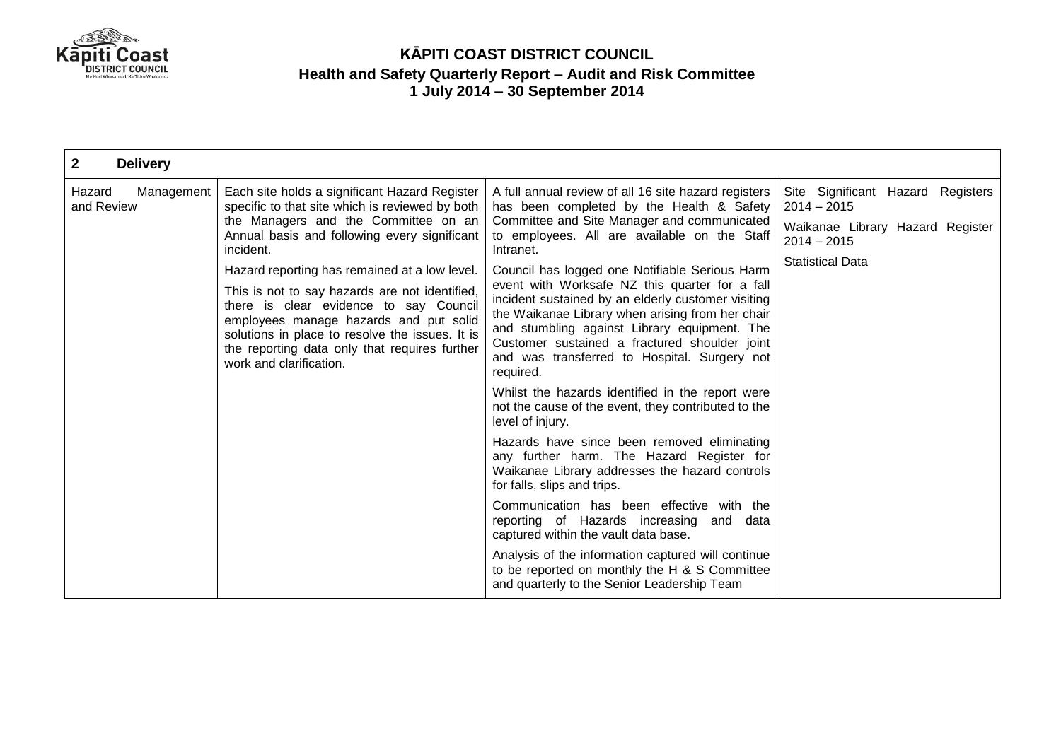**KĀPITI COAST DISTRICT COUNCIL**
**Health and Safety Quarterly Report – Audit and Risk Committee**
**1 July 2014 – 30 September 2014**

| 2 Delivery | | | |
|---|---|---|---|
| Hazard Management and Review | Each site holds a significant Hazard Register specific to that site which is reviewed by both the Managers and the Committee on an Annual basis and following every significant incident.<br><br>Hazard reporting has remained at a low level.<br><br>This is not to say hazards are not identified, there is clear evidence to say Council employees manage hazards and put solid solutions in place to resolve the issues. It is the reporting data only that requires further work and clarification. | A full annual review of all 16 site hazard registers has been completed by the Health & Safety Committee and Site Manager and communicated to employees. All are available on the Staff Intranet.<br><br>Council has logged one Notifiable Serious Harm event with Worksafe NZ this quarter for a fall incident sustained by an elderly customer visiting the Waikanae Library when arising from her chair and stumbling against Library equipment. The Customer sustained a fractured shoulder joint and was transferred to Hospital. Surgery not required.<br><br>Whilst the hazards identified in the report were not the cause of the event, they contributed to the level of injury.<br><br>Hazards have since been removed eliminating any further harm. The Hazard Register for Waikanae Library addresses the hazard controls for falls, slips and trips.<br><br>Communication has been effective with the reporting of Hazards increasing and data captured within the vault data base.<br><br>Analysis of the information captured will continue to be reported on monthly the H & S Committee and quarterly to the Senior Leadership Team | Site Significant Hazard Registers 2014 – 2015<br><br>Waikanae Library Hazard Register 2014 – 2015<br><br>Statistical Data |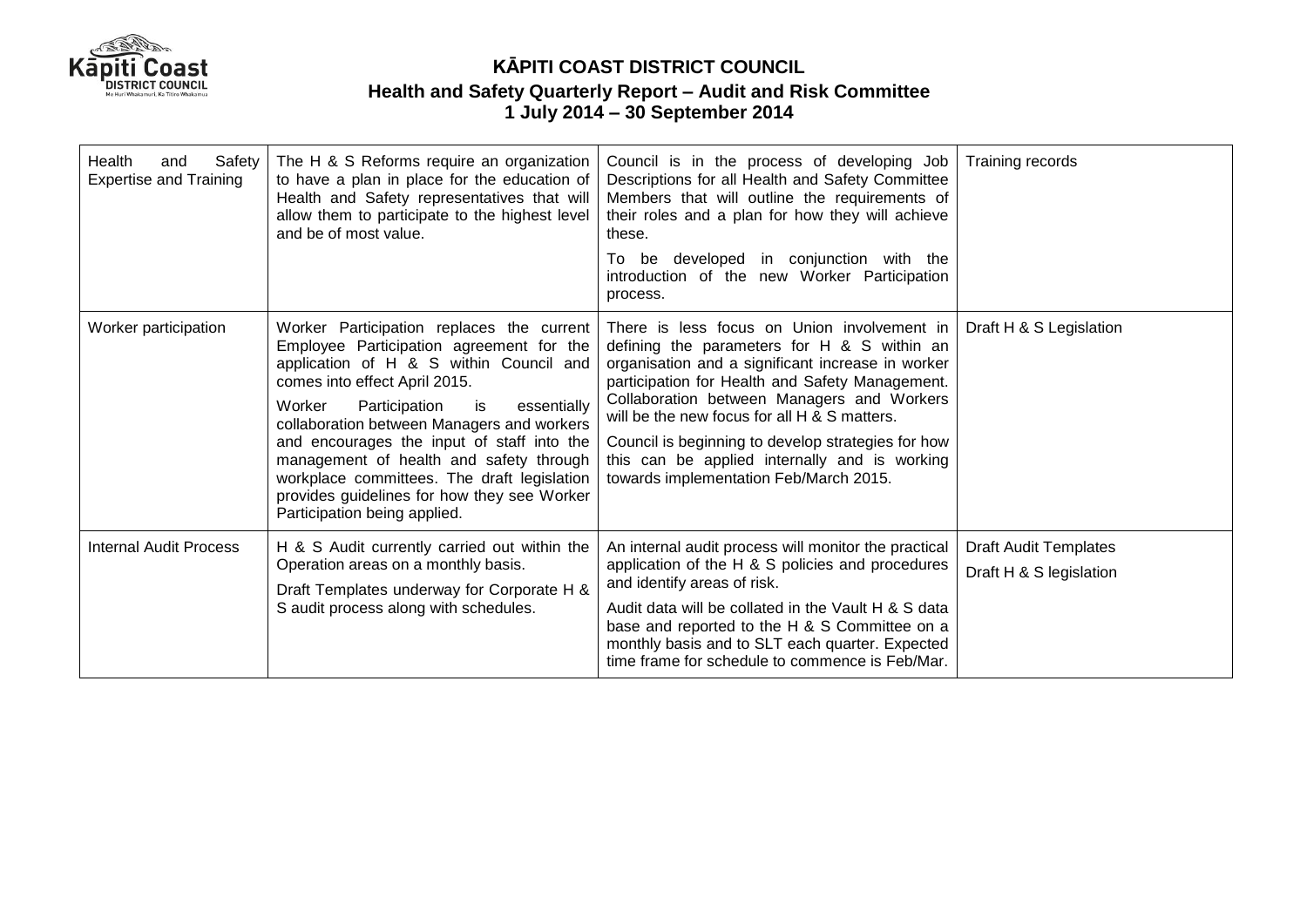# KĀPITI COAST DISTRICT COUNCIL

## Health and Safety Quarterly Report – Audit and Risk Committee

## 1 July 2014 – 30 September 2014

| | | | |
|---|---|---|---|
| Health and Safety Expertise and Training | The H & S Reforms require an organization to have a plan in place for the education of Health and Safety representatives that will allow them to participate to the highest level and be of most value. | Council is in the process of developing Job Descriptions for all Health and Safety Committee Members that will outline the requirements of their roles and a plan for how they will achieve these.<br><br>To be developed in conjunction with the introduction of the new Worker Participation process. | Training records |
| Worker participation | Worker Participation replaces the current Employee Participation agreement for the application of H & S within Council and comes into effect April 2015.<br><br>Worker Participation is essentially collaboration between Managers and workers and encourages the input of staff into the management of health and safety through workplace committees. The draft legislation provides guidelines for how they see Worker Participation being applied. | There is less focus on Union involvement in defining the parameters for H & S within an organisation and a significant increase in worker participation for Health and Safety Management. Collaboration between Managers and Workers will be the new focus for all H & S matters.<br><br>Council is beginning to develop strategies for how this can be applied internally and is working towards implementation Feb/March 2015. | Draft H & S Legislation |
| Internal Audit Process | H & S Audit currently carried out within the Operation areas on a monthly basis.<br><br>Draft Templates underway for Corporate H & S audit process along with schedules. | An internal audit process will monitor the practical application of the H & S policies and procedures and identify areas of risk.<br><br>Audit data will be collated in the Vault H & S data base and reported to the H & S Committee on a monthly basis and to SLT each quarter. Expected time frame for schedule to commence is Feb/Mar. | Draft Audit Templates<br><br>Draft H & S legislation |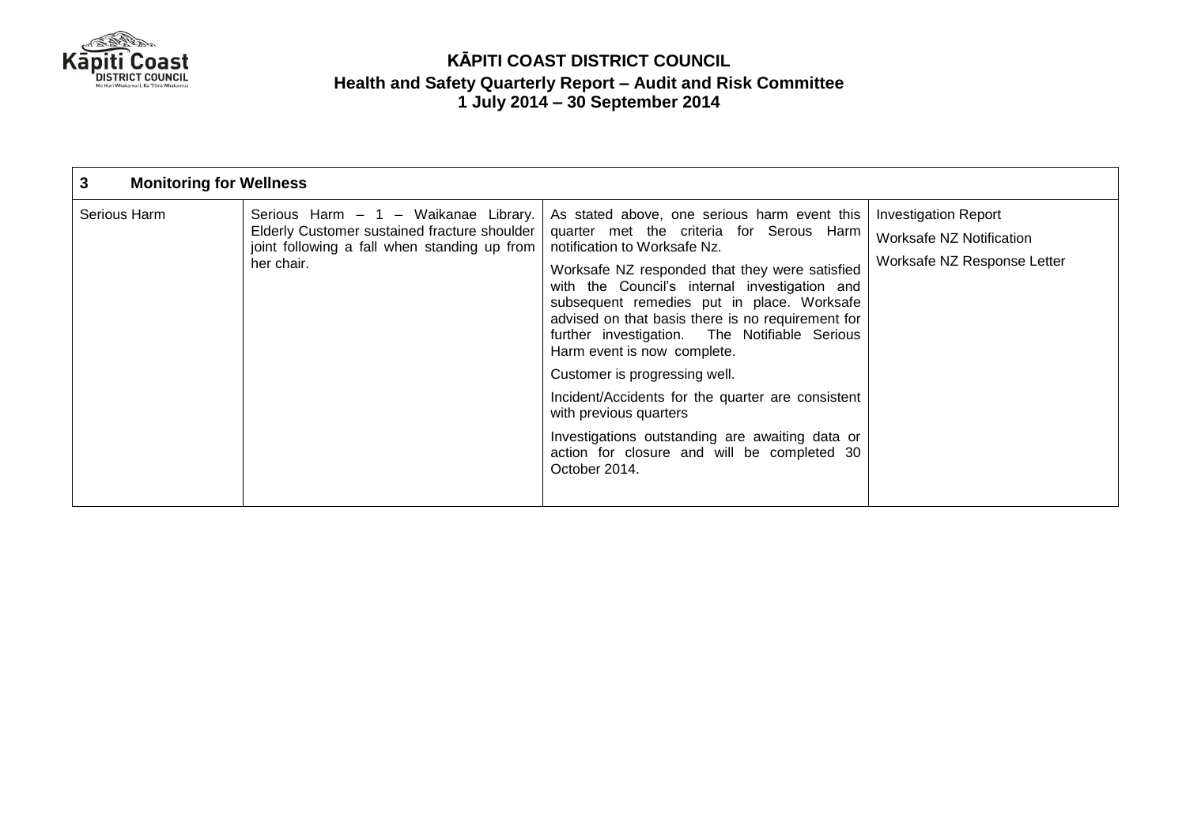# KĀPITI COAST DISTRICT COUNCIL

## Health and Safety Quarterly Report – Audit and Risk Committee

### 1 July 2014 – 30 September 2014

| **3 Monitoring for Wellness** | | | |
|---|---|---|---|
| Serious Harm | Serious Harm – 1 – Waikanae Library. Elderly Customer sustained fracture shoulder joint following a fall when standing up from her chair. | As stated above, one serious harm event this quarter met the criteria for Serous Harm notification to Worksafe Nz.<br><br>Worksafe NZ responded that they were satisfied with the Council's internal investigation and subsequent remedies put in place. Worksafe advised on that basis there is no requirement for further investigation. The Notifiable Serious Harm event is now complete.<br><br>Customer is progressing well.<br><br>Incident/Accidents for the quarter are consistent with previous quarters<br><br>Investigations outstanding are awaiting data or action for closure and will be completed 30 October 2014. | Investigation Report<br><br>Worksafe NZ Notification<br><br>Worksafe NZ Response Letter |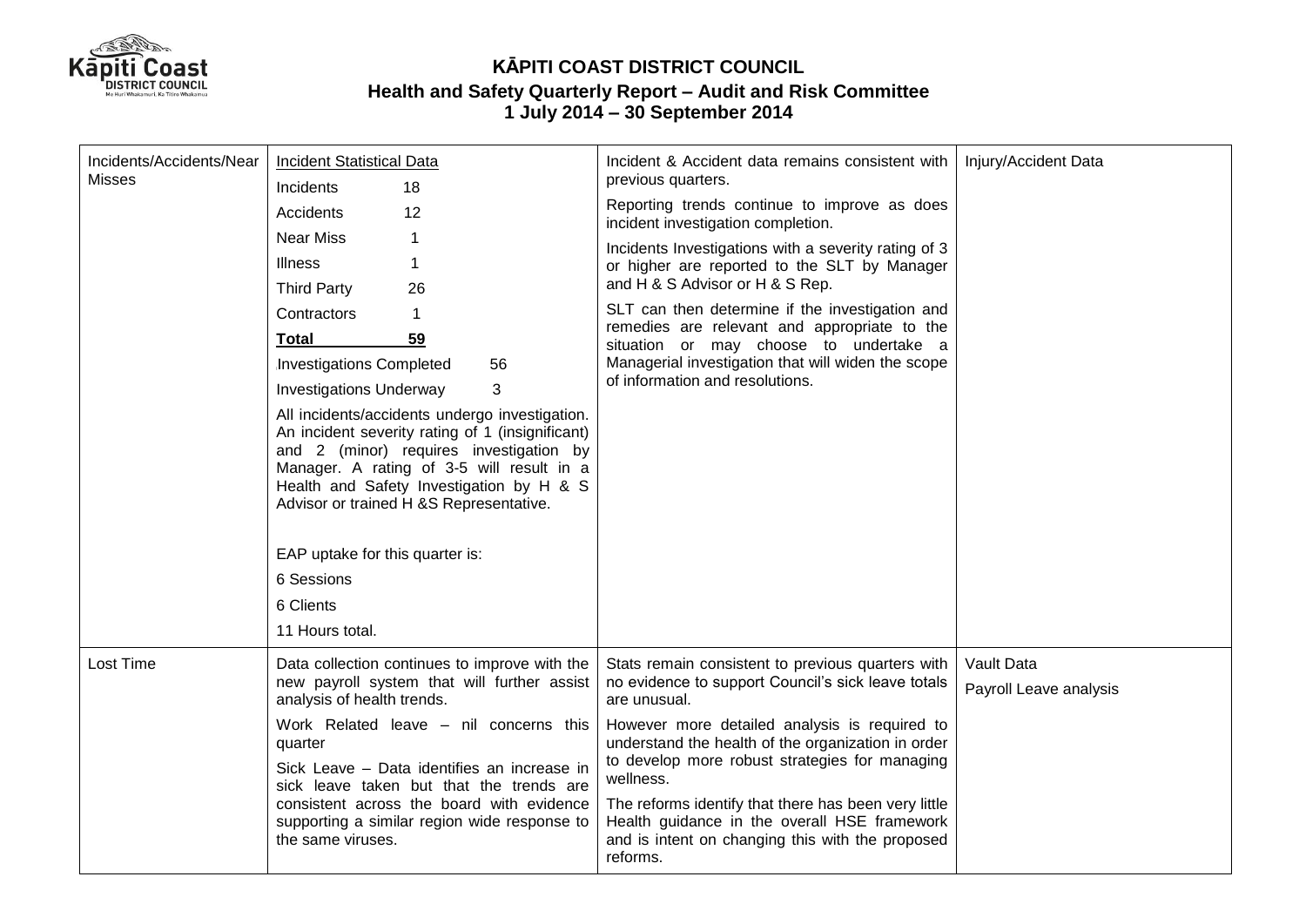# KĀPITI COAST DISTRICT COUNCIL

## Health and Safety Quarterly Report – Audit and Risk Committee

### 1 July 2014 – 30 September 2014

| | | | |
|---|---|---|---|
| Incidents/Accidents/Near Misses | <u>Incident Statistical Data</u><br>Incidents 18<br>Accidents 12<br>Near Miss 1<br>Illness 1<br>Third Party 26<br>Contractors 1<br>**Total 59**<br>Investigations Completed 56<br>Investigations Underway 3<br>All incidents/accidents undergo investigation. An incident severity rating of 1 (insignificant) and 2 (minor) requires investigation by Manager. A rating of 3-5 will result in a Health and Safety Investigation by H & S Advisor or trained H &S Representative.<br><br>EAP uptake for this quarter is:<br>6 Sessions<br>6 Clients<br>11 Hours total. | Incident & Accident data remains consistent with previous quarters.<br>Reporting trends continue to improve as does incident investigation completion.<br>Incidents Investigations with a severity rating of 3 or higher are reported to the SLT by Manager and H & S Advisor or H & S Rep.<br>SLT can then determine if the investigation and remedies are relevant and appropriate to the situation or may choose to undertake a Managerial investigation that will widen the scope of information and resolutions. | Injury/Accident Data |
| Lost Time | Data collection continues to improve with the new payroll system that will further assist analysis of health trends.<br>Work Related leave – nil concerns this quarter<br>Sick Leave – Data identifies an increase in sick leave taken but that the trends are consistent across the board with evidence supporting a similar region wide response to the same viruses. | Stats remain consistent to previous quarters with no evidence to support Council's sick leave totals are unusual.<br>However more detailed analysis is required to understand the health of the organization in order to develop more robust strategies for managing wellness.<br>The reforms identify that there has been very little Health guidance in the overall HSE framework and is intent on changing this with the proposed reforms. | Vault Data<br>Payroll Leave analysis |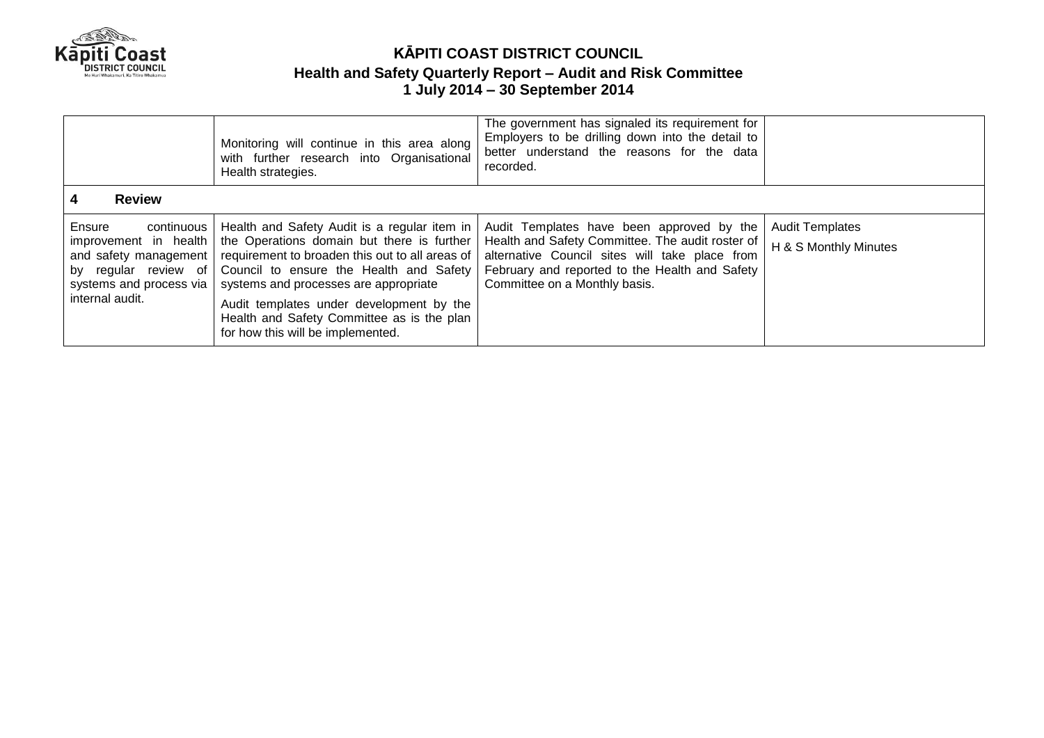| | | | |
|---|---|---|---|
| | Monitoring will continue in this area along with further research into Organisational Health strategies. | The government has signaled its requirement for Employers to be drilling down into the detail to better understand the reasons for the data recorded. | |
| **4 Review** | | | |
| Ensure continuous improvement in health and safety management by regular review of systems and process via internal audit. | Health and Safety Audit is a regular item in the Operations domain but there is further requirement to broaden this out to all areas of Council to ensure the Health and Safety systems and processes are appropriate<br><br>Audit templates under development by the Health and Safety Committee as is the plan for how this will be implemented. | Audit Templates have been approved by the Health and Safety Committee. The audit roster of alternative Council sites will take place from February and reported to the Health and Safety Committee on a Monthly basis. | Audit Templates<br>H & S Monthly Minutes |